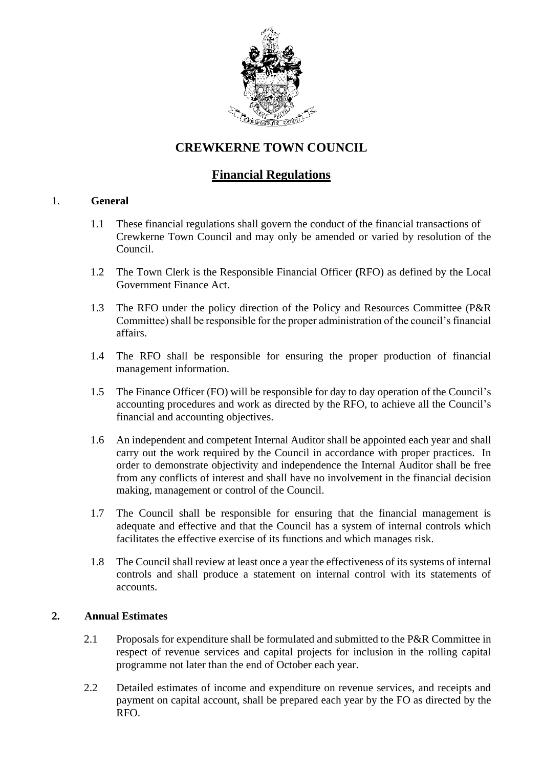# CREWKERNE TOWN COUNCIL

## Financial Regulations

1. **General**

   1.1 These financial regulations shall govern the conduct of the financial transactions of Crewkerne Town Council and may only be amended or varied by resolution of the Council.

   1.2 The Town Clerk is the Responsible Financial Officer (RFO) as defined by the Local Government Finance Act.

   1.3 The RFO under the policy direction of the Policy and Resources Committee (P&R Committee) shall be responsible for the proper administration of the council's financial affairs.

   1.4 The RFO shall be responsible for ensuring the proper production of financial management information.

   1.5 The Finance Officer (FO) will be responsible for day to day operation of the Council's accounting procedures and work as directed by the RFO, to achieve all the Council's financial and accounting objectives.

   1.6 An independent and competent Internal Auditor shall be appointed each year and shall carry out the work required by the Council in accordance with proper practices. In order to demonstrate objectivity and independence the Internal Auditor shall be free from any conflicts of interest and shall have no involvement in the financial decision making, management or control of the Council.

   1.7 The Council shall be responsible for ensuring that the financial management is adequate and effective and that the Council has a system of internal controls which facilitates the effective exercise of its functions and which manages risk.

   1.8 The Council shall review at least once a year the effectiveness of its systems of internal controls and shall produce a statement on internal control with its statements of accounts.

2. **Annual Estimates**

   2.1 Proposals for expenditure shall be formulated and submitted to the P&R Committee in respect of revenue services and capital projects for inclusion in the rolling capital programme not later than the end of October each year.

   2.2 Detailed estimates of income and expenditure on revenue services, and receipts and payment on capital account, shall be prepared each year by the FO as directed by the RFO.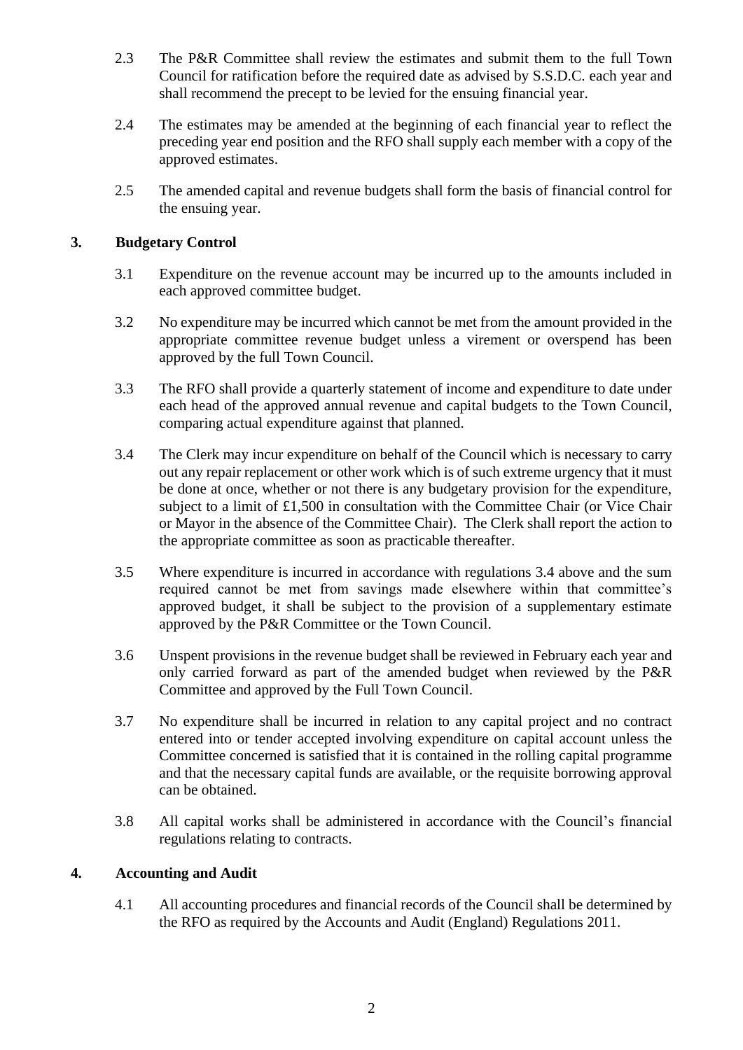2.3 The P&R Committee shall review the estimates and submit them to the full Town Council for ratification before the required date as advised by S.S.D.C. each year and shall recommend the precept to be levied for the ensuing financial year.

2.4 The estimates may be amended at the beginning of each financial year to reflect the preceding year end position and the RFO shall supply each member with a copy of the approved estimates.

2.5 The amended capital and revenue budgets shall form the basis of financial control for the ensuing year.

## 3. Budgetary Control

3.1 Expenditure on the revenue account may be incurred up to the amounts included in each approved committee budget.

3.2 No expenditure may be incurred which cannot be met from the amount provided in the appropriate committee revenue budget unless a virement or overspend has been approved by the full Town Council.

3.3 The RFO shall provide a quarterly statement of income and expenditure to date under each head of the approved annual revenue and capital budgets to the Town Council, comparing actual expenditure against that planned.

3.4 The Clerk may incur expenditure on behalf of the Council which is necessary to carry out any repair replacement or other work which is of such extreme urgency that it must be done at once, whether or not there is any budgetary provision for the expenditure, subject to a limit of £1,500 in consultation with the Committee Chair (or Vice Chair or Mayor in the absence of the Committee Chair). The Clerk shall report the action to the appropriate committee as soon as practicable thereafter.

3.5 Where expenditure is incurred in accordance with regulations 3.4 above and the sum required cannot be met from savings made elsewhere within that committee's approved budget, it shall be subject to the provision of a supplementary estimate approved by the P&R Committee or the Town Council.

3.6 Unspent provisions in the revenue budget shall be reviewed in February each year and only carried forward as part of the amended budget when reviewed by the P&R Committee and approved by the Full Town Council.

3.7 No expenditure shall be incurred in relation to any capital project and no contract entered into or tender accepted involving expenditure on capital account unless the Committee concerned is satisfied that it is contained in the rolling capital programme and that the necessary capital funds are available, or the requisite borrowing approval can be obtained.

3.8 All capital works shall be administered in accordance with the Council's financial regulations relating to contracts.

## 4. Accounting and Audit

4.1 All accounting procedures and financial records of the Council shall be determined by the RFO as required by the Accounts and Audit (England) Regulations 2011.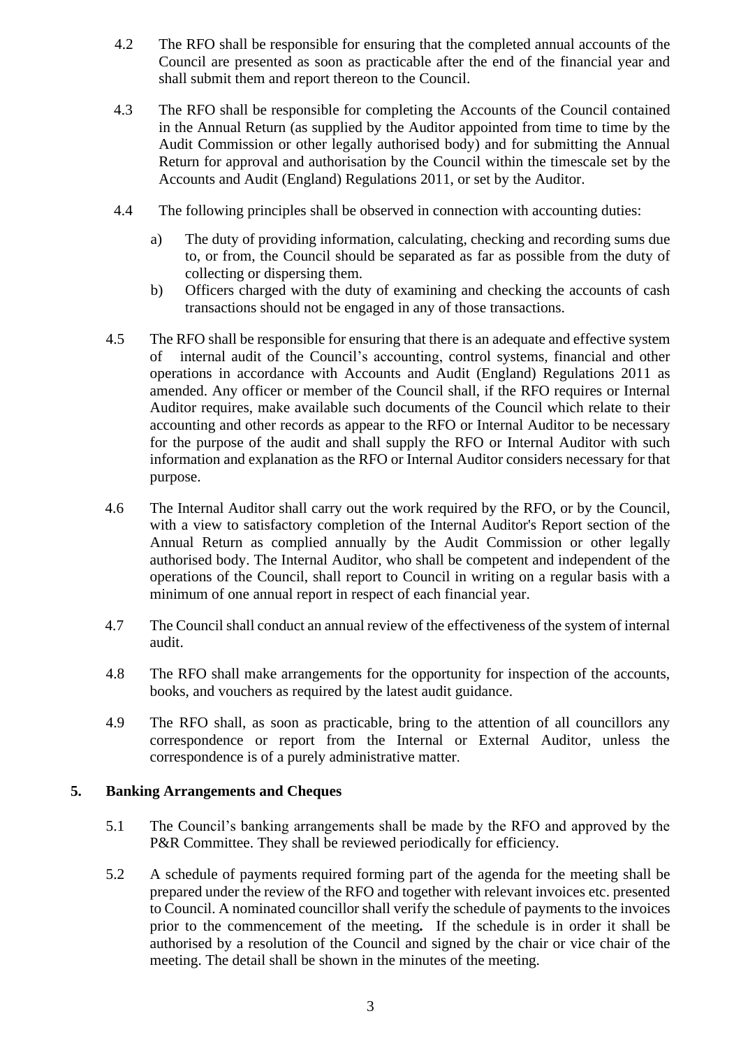4.2 The RFO shall be responsible for ensuring that the completed annual accounts of the Council are presented as soon as practicable after the end of the financial year and shall submit them and report thereon to the Council.

4.3 The RFO shall be responsible for completing the Accounts of the Council contained in the Annual Return (as supplied by the Auditor appointed from time to time by the Audit Commission or other legally authorised body) and for submitting the Annual Return for approval and authorisation by the Council within the timescale set by the Accounts and Audit (England) Regulations 2011, or set by the Auditor.

4.4 The following principles shall be observed in connection with accounting duties:

a) The duty of providing information, calculating, checking and recording sums due to, or from, the Council should be separated as far as possible from the duty of collecting or dispersing them.
b) Officers charged with the duty of examining and checking the accounts of cash transactions should not be engaged in any of those transactions.

4.5 The RFO shall be responsible for ensuring that there is an adequate and effective system of internal audit of the Council's accounting, control systems, financial and other operations in accordance with Accounts and Audit (England) Regulations 2011 as amended. Any officer or member of the Council shall, if the RFO requires or Internal Auditor requires, make available such documents of the Council which relate to their accounting and other records as appear to the RFO or Internal Auditor to be necessary for the purpose of the audit and shall supply the RFO or Internal Auditor with such information and explanation as the RFO or Internal Auditor considers necessary for that purpose.

4.6 The Internal Auditor shall carry out the work required by the RFO, or by the Council, with a view to satisfactory completion of the Internal Auditor's Report section of the Annual Return as complied annually by the Audit Commission or other legally authorised body. The Internal Auditor, who shall be competent and independent of the operations of the Council, shall report to Council in writing on a regular basis with a minimum of one annual report in respect of each financial year.

4.7 The Council shall conduct an annual review of the effectiveness of the system of internal audit.

4.8 The RFO shall make arrangements for the opportunity for inspection of the accounts, books, and vouchers as required by the latest audit guidance.

4.9 The RFO shall, as soon as practicable, bring to the attention of all councillors any correspondence or report from the Internal or External Auditor, unless the correspondence is of a purely administrative matter.

## 5. Banking Arrangements and Cheques

5.1 The Council's banking arrangements shall be made by the RFO and approved by the P&R Committee. They shall be reviewed periodically for efficiency.

5.2 A schedule of payments required forming part of the agenda for the meeting shall be prepared under the review of the RFO and together with relevant invoices etc. presented to Council. A nominated councillor shall verify the schedule of payments to the invoices prior to the commencement of the meeting**.** If the schedule is in order it shall be authorised by a resolution of the Council and signed by the chair or vice chair of the meeting. The detail shall be shown in the minutes of the meeting.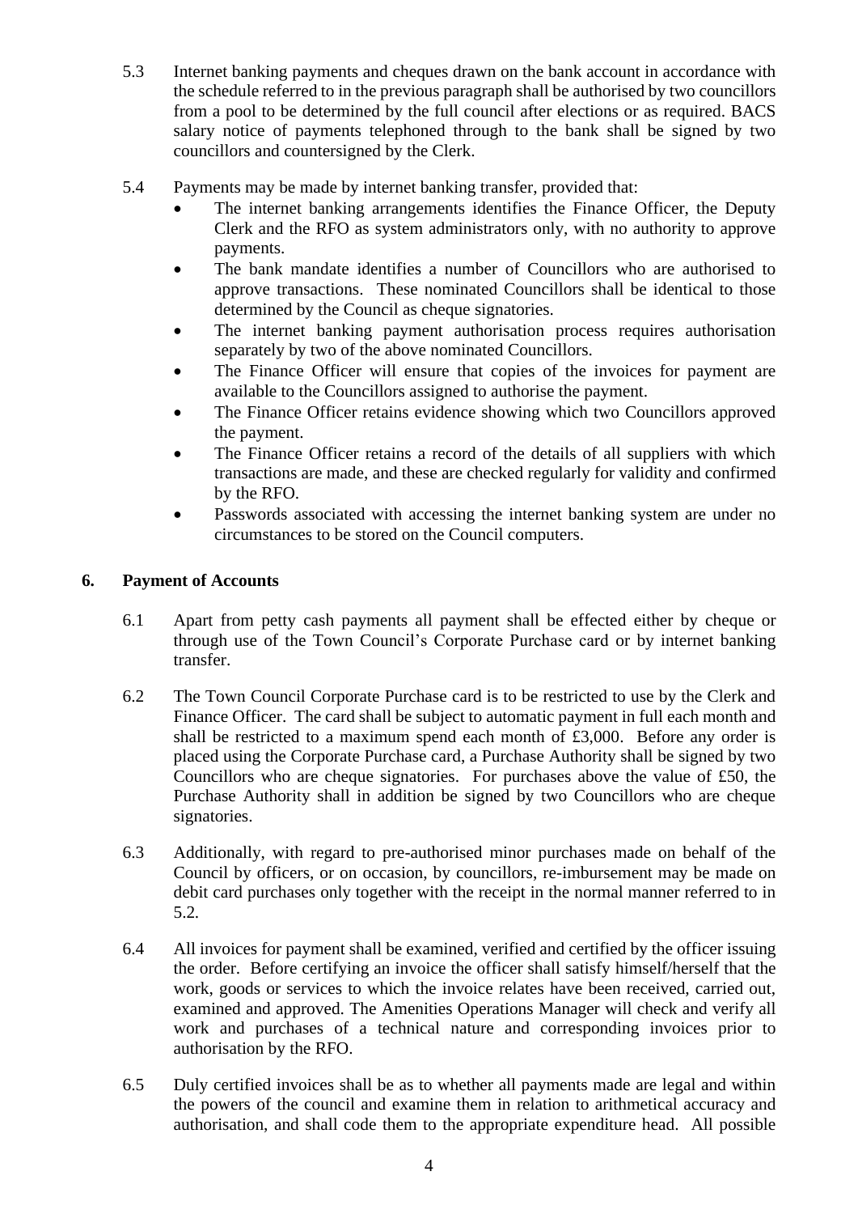5.3 Internet banking payments and cheques drawn on the bank account in accordance with the schedule referred to in the previous paragraph shall be authorised by two councillors from a pool to be determined by the full council after elections or as required. BACS salary notice of payments telephoned through to the bank shall be signed by two councillors and countersigned by the Clerk.

5.4 Payments may be made by internet banking transfer, provided that:

- The internet banking arrangements identifies the Finance Officer, the Deputy Clerk and the RFO as system administrators only, with no authority to approve payments.
- The bank mandate identifies a number of Councillors who are authorised to approve transactions. These nominated Councillors shall be identical to those determined by the Council as cheque signatories.
- The internet banking payment authorisation process requires authorisation separately by two of the above nominated Councillors.
- The Finance Officer will ensure that copies of the invoices for payment are available to the Councillors assigned to authorise the payment.
- The Finance Officer retains evidence showing which two Councillors approved the payment.
- The Finance Officer retains a record of the details of all suppliers with which transactions are made, and these are checked regularly for validity and confirmed by the RFO.
- Passwords associated with accessing the internet banking system are under no circumstances to be stored on the Council computers.

## 6. Payment of Accounts

6.1 Apart from petty cash payments all payment shall be effected either by cheque or through use of the Town Council's Corporate Purchase card or by internet banking transfer.

6.2 The Town Council Corporate Purchase card is to be restricted to use by the Clerk and Finance Officer. The card shall be subject to automatic payment in full each month and shall be restricted to a maximum spend each month of £3,000. Before any order is placed using the Corporate Purchase card, a Purchase Authority shall be signed by two Councillors who are cheque signatories. For purchases above the value of £50, the Purchase Authority shall in addition be signed by two Councillors who are cheque signatories.

6.3 Additionally, with regard to pre-authorised minor purchases made on behalf of the Council by officers, or on occasion, by councillors, re-imbursement may be made on debit card purchases only together with the receipt in the normal manner referred to in 5.2.

6.4 All invoices for payment shall be examined, verified and certified by the officer issuing the order. Before certifying an invoice the officer shall satisfy himself/herself that the work, goods or services to which the invoice relates have been received, carried out, examined and approved. The Amenities Operations Manager will check and verify all work and purchases of a technical nature and corresponding invoices prior to authorisation by the RFO.

6.5 Duly certified invoices shall be as to whether all payments made are legal and within the powers of the council and examine them in relation to arithmetical accuracy and authorisation, and shall code them to the appropriate expenditure head. All possible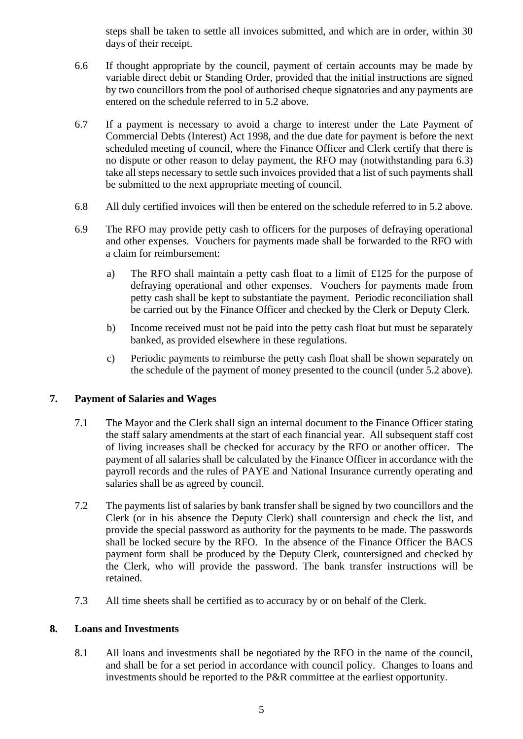steps shall be taken to settle all invoices submitted, and which are in order, within 30 days of their receipt.

6.6 If thought appropriate by the council, payment of certain accounts may be made by variable direct debit or Standing Order, provided that the initial instructions are signed by two councillors from the pool of authorised cheque signatories and any payments are entered on the schedule referred to in 5.2 above.

6.7 If a payment is necessary to avoid a charge to interest under the Late Payment of Commercial Debts (Interest) Act 1998, and the due date for payment is before the next scheduled meeting of council, where the Finance Officer and Clerk certify that there is no dispute or other reason to delay payment, the RFO may (notwithstanding para 6.3) take all steps necessary to settle such invoices provided that a list of such payments shall be submitted to the next appropriate meeting of council.

6.8 All duly certified invoices will then be entered on the schedule referred to in 5.2 above.

6.9 The RFO may provide petty cash to officers for the purposes of defraying operational and other expenses. Vouchers for payments made shall be forwarded to the RFO with a claim for reimbursement:

a) The RFO shall maintain a petty cash float to a limit of £125 for the purpose of defraying operational and other expenses. Vouchers for payments made from petty cash shall be kept to substantiate the payment. Periodic reconciliation shall be carried out by the Finance Officer and checked by the Clerk or Deputy Clerk.

b) Income received must not be paid into the petty cash float but must be separately banked, as provided elsewhere in these regulations.

c) Periodic payments to reimburse the petty cash float shall be shown separately on the schedule of the payment of money presented to the council (under 5.2 above).

## 7. Payment of Salaries and Wages

7.1 The Mayor and the Clerk shall sign an internal document to the Finance Officer stating the staff salary amendments at the start of each financial year. All subsequent staff cost of living increases shall be checked for accuracy by the RFO or another officer. The payment of all salaries shall be calculated by the Finance Officer in accordance with the payroll records and the rules of PAYE and National Insurance currently operating and salaries shall be as agreed by council.

7.2 The payments list of salaries by bank transfer shall be signed by two councillors and the Clerk (or in his absence the Deputy Clerk) shall countersign and check the list, and provide the special password as authority for the payments to be made. The passwords shall be locked secure by the RFO. In the absence of the Finance Officer the BACS payment form shall be produced by the Deputy Clerk, countersigned and checked by the Clerk, who will provide the password. The bank transfer instructions will be retained.

7.3 All time sheets shall be certified as to accuracy by or on behalf of the Clerk.

## 8. Loans and Investments

8.1 All loans and investments shall be negotiated by the RFO in the name of the council, and shall be for a set period in accordance with council policy. Changes to loans and investments should be reported to the P&R committee at the earliest opportunity.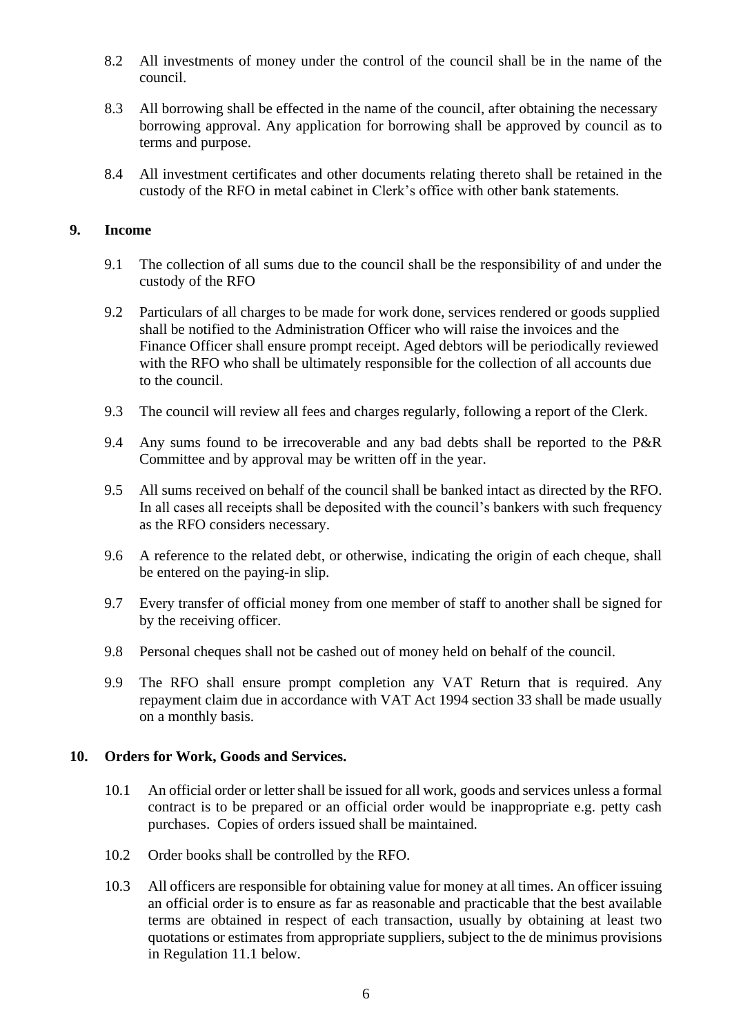8.2 All investments of money under the control of the council shall be in the name of the council.

8.3 All borrowing shall be effected in the name of the council, after obtaining the necessary borrowing approval. Any application for borrowing shall be approved by council as to terms and purpose.

8.4 All investment certificates and other documents relating thereto shall be retained in the custody of the RFO in metal cabinet in Clerk's office with other bank statements.

## 9. Income

9.1 The collection of all sums due to the council shall be the responsibility of and under the custody of the RFO

9.2 Particulars of all charges to be made for work done, services rendered or goods supplied shall be notified to the Administration Officer who will raise the invoices and the Finance Officer shall ensure prompt receipt. Aged debtors will be periodically reviewed with the RFO who shall be ultimately responsible for the collection of all accounts due to the council.

9.3 The council will review all fees and charges regularly, following a report of the Clerk.

9.4 Any sums found to be irrecoverable and any bad debts shall be reported to the P&R Committee and by approval may be written off in the year.

9.5 All sums received on behalf of the council shall be banked intact as directed by the RFO. In all cases all receipts shall be deposited with the council's bankers with such frequency as the RFO considers necessary.

9.6 A reference to the related debt, or otherwise, indicating the origin of each cheque, shall be entered on the paying-in slip.

9.7 Every transfer of official money from one member of staff to another shall be signed for by the receiving officer.

9.8 Personal cheques shall not be cashed out of money held on behalf of the council.

9.9 The RFO shall ensure prompt completion any VAT Return that is required. Any repayment claim due in accordance with VAT Act 1994 section 33 shall be made usually on a monthly basis.

## 10. Orders for Work, Goods and Services.

10.1 An official order or letter shall be issued for all work, goods and services unless a formal contract is to be prepared or an official order would be inappropriate e.g. petty cash purchases. Copies of orders issued shall be maintained.

10.2 Order books shall be controlled by the RFO.

10.3 All officers are responsible for obtaining value for money at all times. An officer issuing an official order is to ensure as far as reasonable and practicable that the best available terms are obtained in respect of each transaction, usually by obtaining at least two quotations or estimates from appropriate suppliers, subject to the de minimus provisions in Regulation 11.1 below.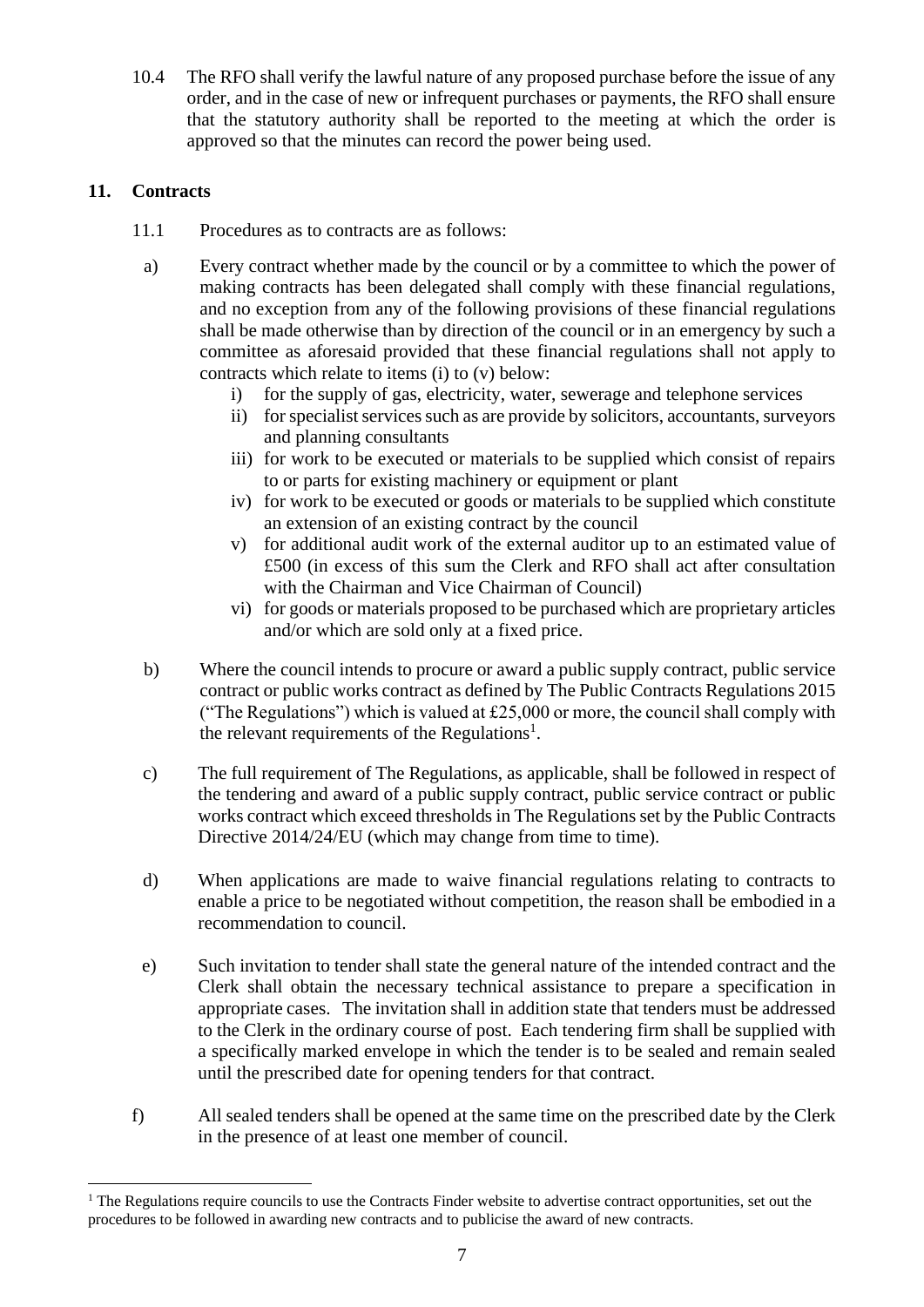10.4 The RFO shall verify the lawful nature of any proposed purchase before the issue of any order, and in the case of new or infrequent purchases or payments, the RFO shall ensure that the statutory authority shall be reported to the meeting at which the order is approved so that the minutes can record the power being used.

## 11. Contracts

11.1 Procedures as to contracts are as follows:

a) Every contract whether made by the council or by a committee to which the power of making contracts has been delegated shall comply with these financial regulations, and no exception from any of the following provisions of these financial regulations shall be made otherwise than by direction of the council or in an emergency by such a committee as aforesaid provided that these financial regulations shall not apply to contracts which relate to items (i) to (v) below:

   i) for the supply of gas, electricity, water, sewerage and telephone services
   ii) for specialist services such as are provide by solicitors, accountants, surveyors and planning consultants
   iii) for work to be executed or materials to be supplied which consist of repairs to or parts for existing machinery or equipment or plant
   iv) for work to be executed or goods or materials to be supplied which constitute an extension of an existing contract by the council
   v) for additional audit work of the external auditor up to an estimated value of £500 (in excess of this sum the Clerk and RFO shall act after consultation with the Chairman and Vice Chairman of Council)
   vi) for goods or materials proposed to be purchased which are proprietary articles and/or which are sold only at a fixed price.

b) Where the council intends to procure or award a public supply contract, public service contract or public works contract as defined by The Public Contracts Regulations 2015 ("The Regulations") which is valued at £25,000 or more, the council shall comply with the relevant requirements of the Regulations[1].

c) The full requirement of The Regulations, as applicable, shall be followed in respect of the tendering and award of a public supply contract, public service contract or public works contract which exceed thresholds in The Regulations set by the Public Contracts Directive 2014/24/EU (which may change from time to time).

d) When applications are made to waive financial regulations relating to contracts to enable a price to be negotiated without competition, the reason shall be embodied in a recommendation to council.

e) Such invitation to tender shall state the general nature of the intended contract and the Clerk shall obtain the necessary technical assistance to prepare a specification in appropriate cases. The invitation shall in addition state that tenders must be addressed to the Clerk in the ordinary course of post. Each tendering firm shall be supplied with a specifically marked envelope in which the tender is to be sealed and remain sealed until the prescribed date for opening tenders for that contract.

f) All sealed tenders shall be opened at the same time on the prescribed date by the Clerk in the presence of at least one member of council.

[1] The Regulations require councils to use the Contracts Finder website to advertise contract opportunities, set out the procedures to be followed in awarding new contracts and to publicise the award of new contracts.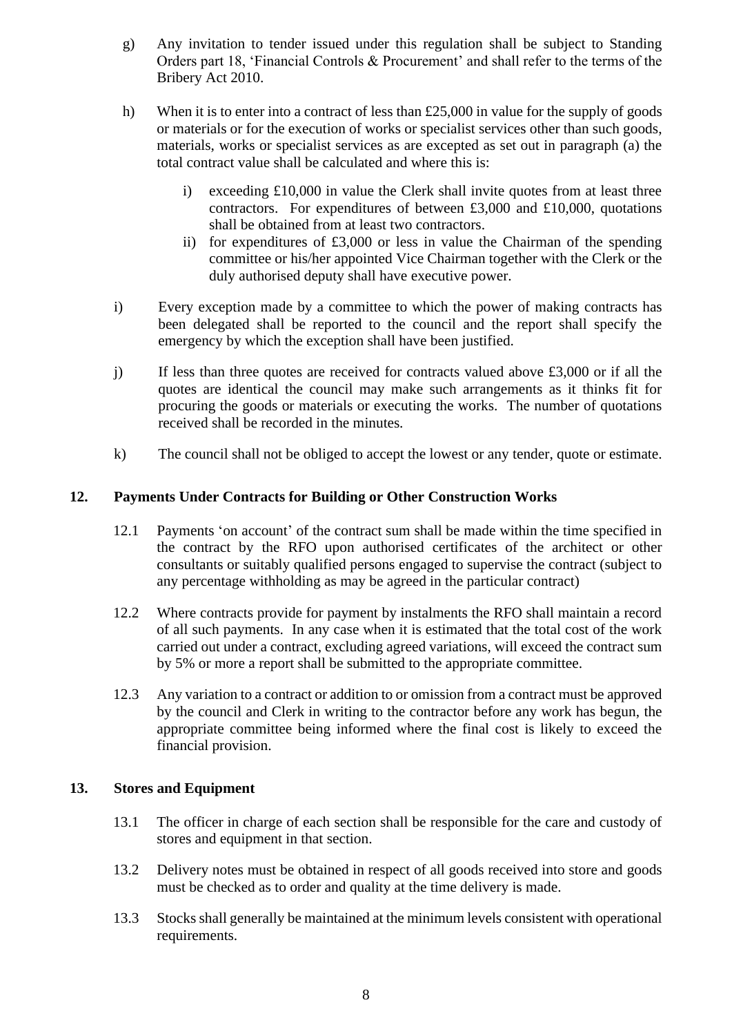g) Any invitation to tender issued under this regulation shall be subject to Standing Orders part 18, 'Financial Controls & Procurement' and shall refer to the terms of the Bribery Act 2010.

h) When it is to enter into a contract of less than £25,000 in value for the supply of goods or materials or for the execution of works or specialist services other than such goods, materials, works or specialist services as are excepted as set out in paragraph (a) the total contract value shall be calculated and where this is:

   i) exceeding £10,000 in value the Clerk shall invite quotes from at least three contractors. For expenditures of between £3,000 and £10,000, quotations shall be obtained from at least two contractors.
   ii) for expenditures of £3,000 or less in value the Chairman of the spending committee or his/her appointed Vice Chairman together with the Clerk or the duly authorised deputy shall have executive power.

i) Every exception made by a committee to which the power of making contracts has been delegated shall be reported to the council and the report shall specify the emergency by which the exception shall have been justified.

j) If less than three quotes are received for contracts valued above £3,000 or if all the quotes are identical the council may make such arrangements as it thinks fit for procuring the goods or materials or executing the works. The number of quotations received shall be recorded in the minutes.

k) The council shall not be obliged to accept the lowest or any tender, quote or estimate.

## 12. Payments Under Contracts for Building or Other Construction Works

12.1 Payments 'on account' of the contract sum shall be made within the time specified in the contract by the RFO upon authorised certificates of the architect or other consultants or suitably qualified persons engaged to supervise the contract (subject to any percentage withholding as may be agreed in the particular contract)

12.2 Where contracts provide for payment by instalments the RFO shall maintain a record of all such payments. In any case when it is estimated that the total cost of the work carried out under a contract, excluding agreed variations, will exceed the contract sum by 5% or more a report shall be submitted to the appropriate committee.

12.3 Any variation to a contract or addition to or omission from a contract must be approved by the council and Clerk in writing to the contractor before any work has begun, the appropriate committee being informed where the final cost is likely to exceed the financial provision.

## 13. Stores and Equipment

13.1 The officer in charge of each section shall be responsible for the care and custody of stores and equipment in that section.

13.2 Delivery notes must be obtained in respect of all goods received into store and goods must be checked as to order and quality at the time delivery is made.

13.3 Stocks shall generally be maintained at the minimum levels consistent with operational requirements.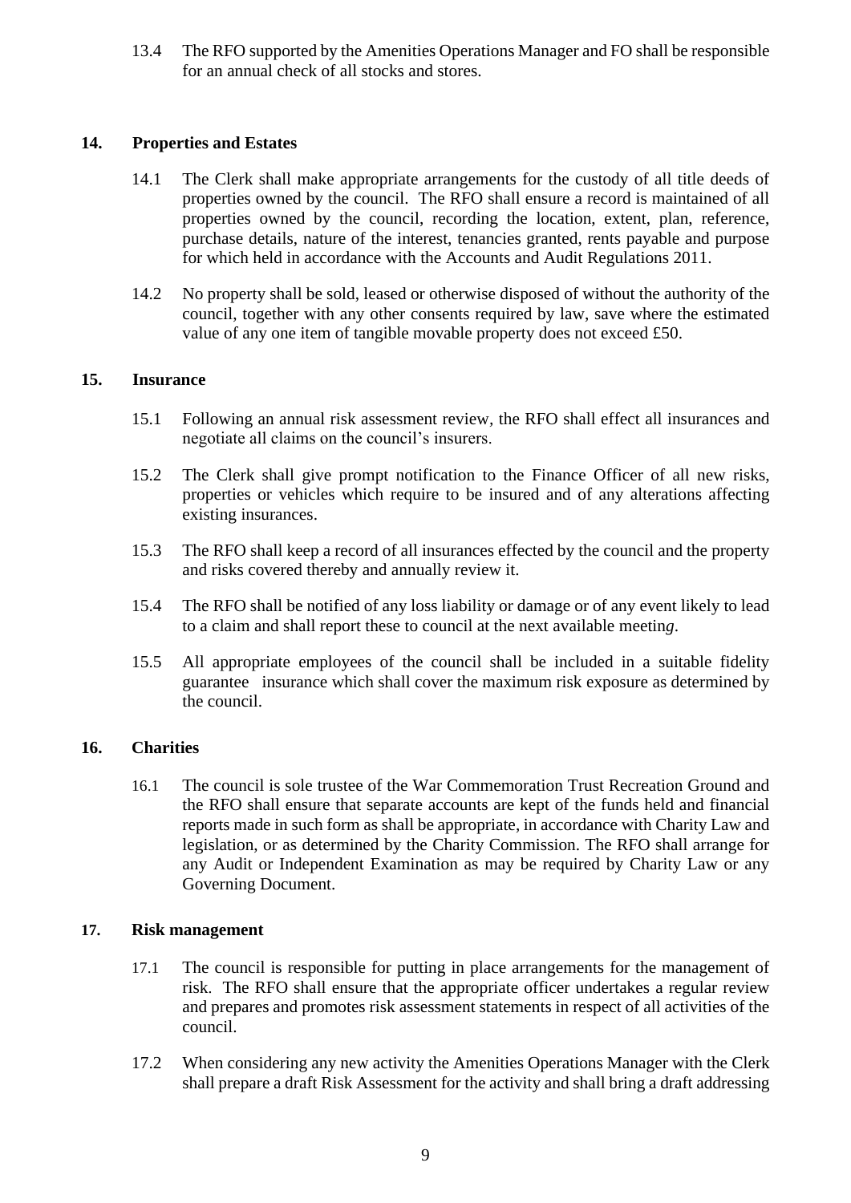13.4 The RFO supported by the Amenities Operations Manager and FO shall be responsible for an annual check of all stocks and stores.

## 14. Properties and Estates

14.1 The Clerk shall make appropriate arrangements for the custody of all title deeds of properties owned by the council. The RFO shall ensure a record is maintained of all properties owned by the council, recording the location, extent, plan, reference, purchase details, nature of the interest, tenancies granted, rents payable and purpose for which held in accordance with the Accounts and Audit Regulations 2011.

14.2 No property shall be sold, leased or otherwise disposed of without the authority of the council, together with any other consents required by law, save where the estimated value of any one item of tangible movable property does not exceed £50.

## 15. Insurance

15.1 Following an annual risk assessment review, the RFO shall effect all insurances and negotiate all claims on the council's insurers.

15.2 The Clerk shall give prompt notification to the Finance Officer of all new risks, properties or vehicles which require to be insured and of any alterations affecting existing insurances.

15.3 The RFO shall keep a record of all insurances effected by the council and the property and risks covered thereby and annually review it.

15.4 The RFO shall be notified of any loss liability or damage or of any event likely to lead to a claim and shall report these to council at the next available meetin*g*.

15.5 All appropriate employees of the council shall be included in a suitable fidelity guarantee insurance which shall cover the maximum risk exposure as determined by the council.

## 16. Charities

16.1 The council is sole trustee of the War Commemoration Trust Recreation Ground and the RFO shall ensure that separate accounts are kept of the funds held and financial reports made in such form as shall be appropriate, in accordance with Charity Law and legislation, or as determined by the Charity Commission. The RFO shall arrange for any Audit or Independent Examination as may be required by Charity Law or any Governing Document.

## 17. Risk management

17.1 The council is responsible for putting in place arrangements for the management of risk. The RFO shall ensure that the appropriate officer undertakes a regular review and prepares and promotes risk assessment statements in respect of all activities of the council.

17.2 When considering any new activity the Amenities Operations Manager with the Clerk shall prepare a draft Risk Assessment for the activity and shall bring a draft addressing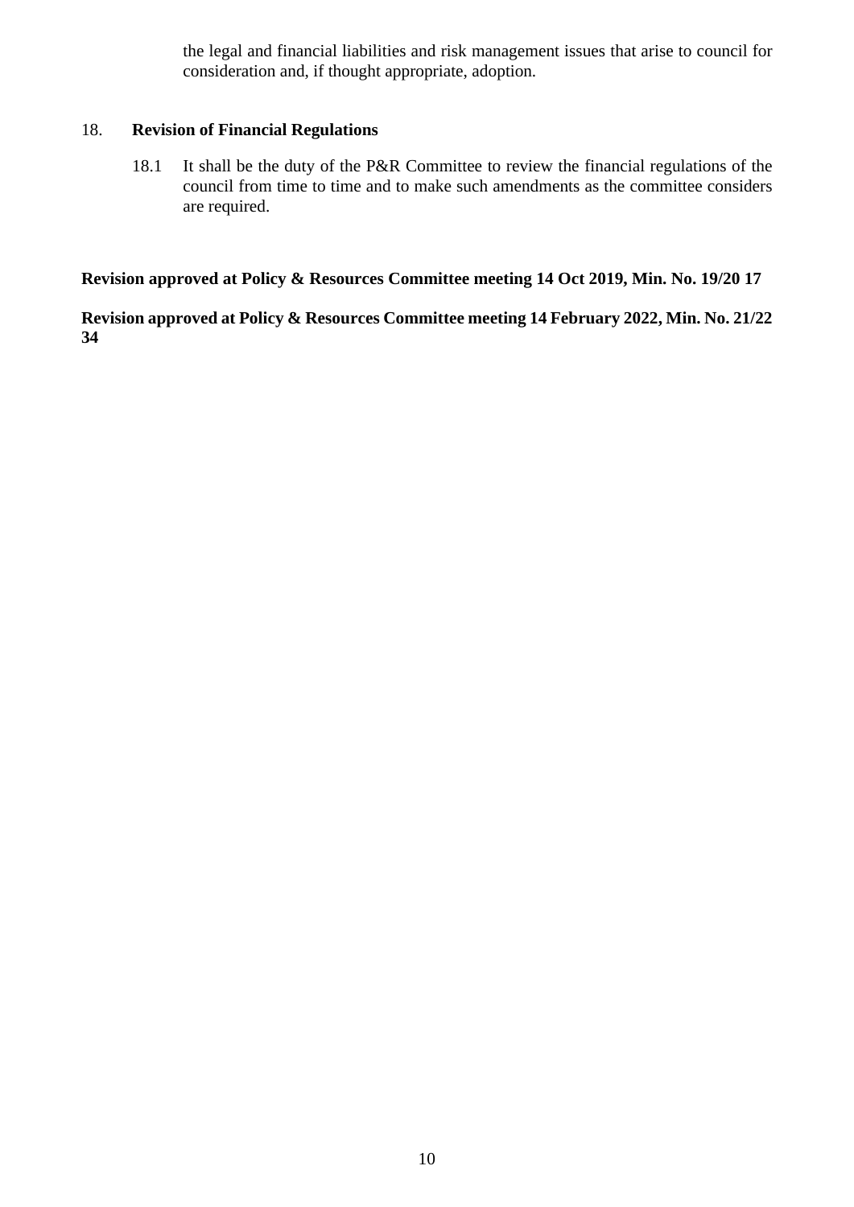the legal and financial liabilities and risk management issues that arise to council for consideration and, if thought appropriate, adoption.

18. **Revision of Financial Regulations**

18.1 It shall be the duty of the P&R Committee to review the financial regulations of the council from time to time and to make such amendments as the committee considers are required.

**Revision approved at Policy & Resources Committee meeting 14 Oct 2019, Min. No. 19/20 17**

**Revision approved at Policy & Resources Committee meeting 14 February 2022, Min. No. 21/22 34**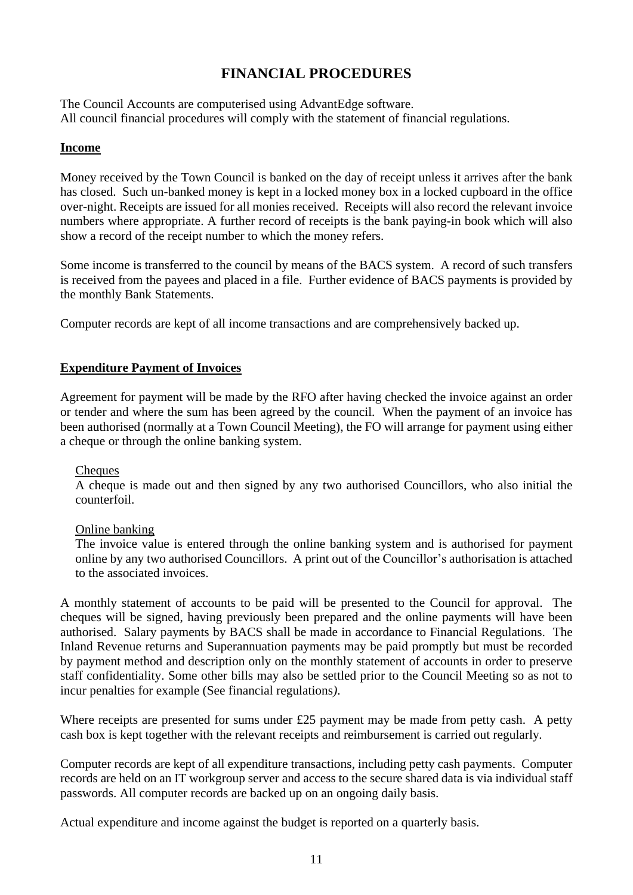# FINANCIAL PROCEDURES

The Council Accounts are computerised using AdvantEdge software.
All council financial procedures will comply with the statement of financial regulations.

## Income

Money received by the Town Council is banked on the day of receipt unless it arrives after the bank has closed. Such un-banked money is kept in a locked money box in a locked cupboard in the office over-night. Receipts are issued for all monies received. Receipts will also record the relevant invoice numbers where appropriate. A further record of receipts is the bank paying-in book which will also show a record of the receipt number to which the money refers.

Some income is transferred to the council by means of the BACS system. A record of such transfers is received from the payees and placed in a file. Further evidence of BACS payments is provided by the monthly Bank Statements.

Computer records are kept of all income transactions and are comprehensively backed up.

## Expenditure Payment of Invoices

Agreement for payment will be made by the RFO after having checked the invoice against an order or tender and where the sum has been agreed by the council. When the payment of an invoice has been authorised (normally at a Town Council Meeting), the FO will arrange for payment using either a cheque or through the online banking system.

### Cheques

A cheque is made out and then signed by any two authorised Councillors, who also initial the counterfoil.

### Online banking

The invoice value is entered through the online banking system and is authorised for payment online by any two authorised Councillors. A print out of the Councillor's authorisation is attached to the associated invoices.

A monthly statement of accounts to be paid will be presented to the Council for approval. The cheques will be signed, having previously been prepared and the online payments will have been authorised. Salary payments by BACS shall be made in accordance to Financial Regulations. The Inland Revenue returns and Superannuation payments may be paid promptly but must be recorded by payment method and description only on the monthly statement of accounts in order to preserve staff confidentiality. Some other bills may also be settled prior to the Council Meeting so as not to incur penalties for example (See financial regulations*).*

Where receipts are presented for sums under £25 payment may be made from petty cash. A petty cash box is kept together with the relevant receipts and reimbursement is carried out regularly.

Computer records are kept of all expenditure transactions, including petty cash payments. Computer records are held on an IT workgroup server and access to the secure shared data is via individual staff passwords. All computer records are backed up on an ongoing daily basis.

Actual expenditure and income against the budget is reported on a quarterly basis.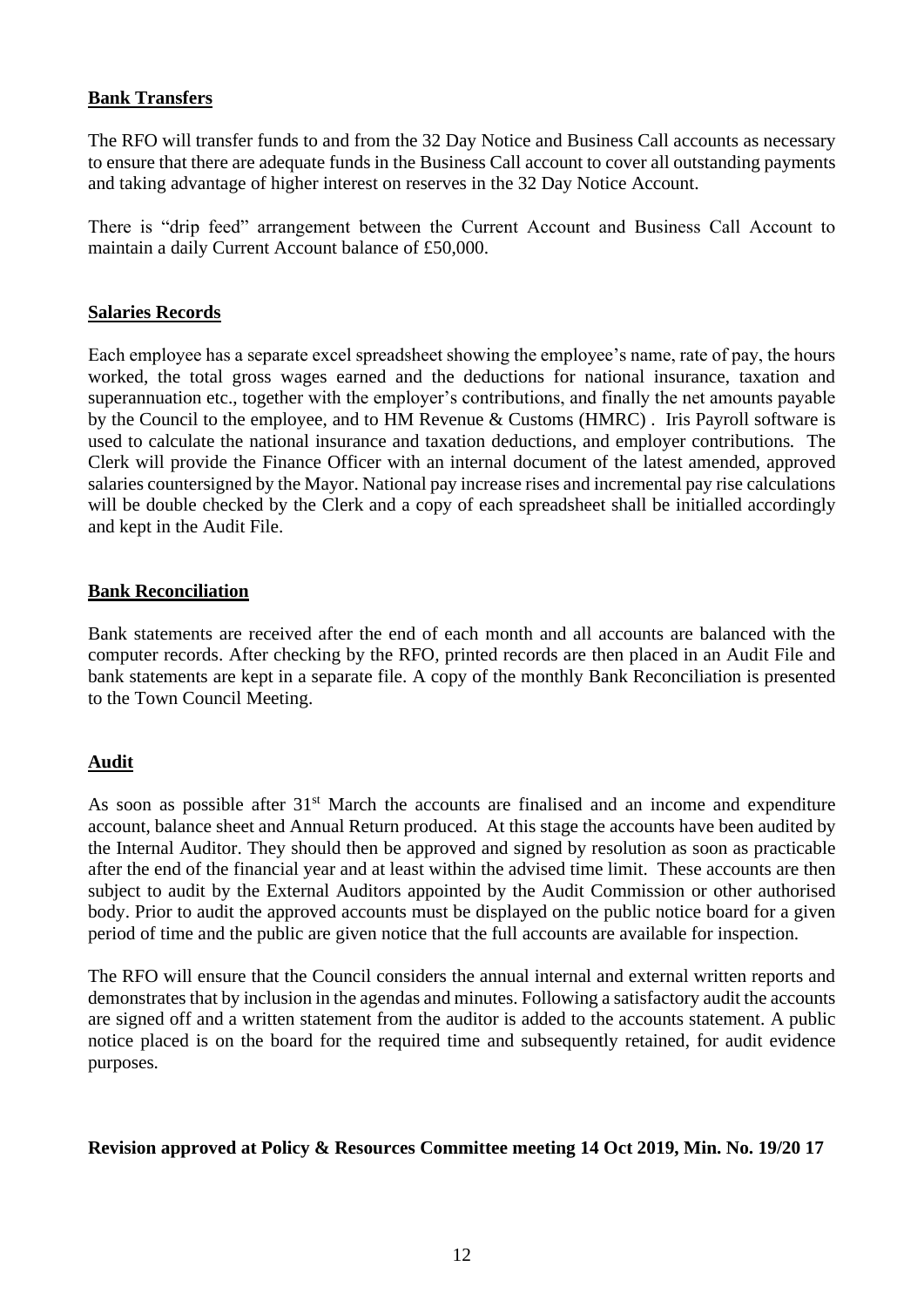**Bank Transfers**

The RFO will transfer funds to and from the 32 Day Notice and Business Call accounts as necessary to ensure that there are adequate funds in the Business Call account to cover all outstanding payments and taking advantage of higher interest on reserves in the 32 Day Notice Account.

There is "drip feed" arrangement between the Current Account and Business Call Account to maintain a daily Current Account balance of £50,000.

**Salaries Records**

Each employee has a separate excel spreadsheet showing the employee's name, rate of pay, the hours worked, the total gross wages earned and the deductions for national insurance, taxation and superannuation etc., together with the employer's contributions, and finally the net amounts payable by the Council to the employee, and to HM Revenue & Customs (HMRC) . Iris Payroll software is used to calculate the national insurance and taxation deductions, and employer contributions. The Clerk will provide the Finance Officer with an internal document of the latest amended, approved salaries countersigned by the Mayor. National pay increase rises and incremental pay rise calculations will be double checked by the Clerk and a copy of each spreadsheet shall be initialled accordingly and kept in the Audit File.

**Bank Reconciliation**

Bank statements are received after the end of each month and all accounts are balanced with the computer records. After checking by the RFO, printed records are then placed in an Audit File and bank statements are kept in a separate file. A copy of the monthly Bank Reconciliation is presented to the Town Council Meeting.

**Audit**

As soon as possible after 31st March the accounts are finalised and an income and expenditure account, balance sheet and Annual Return produced. At this stage the accounts have been audited by the Internal Auditor. They should then be approved and signed by resolution as soon as practicable after the end of the financial year and at least within the advised time limit. These accounts are then subject to audit by the External Auditors appointed by the Audit Commission or other authorised body. Prior to audit the approved accounts must be displayed on the public notice board for a given period of time and the public are given notice that the full accounts are available for inspection.

The RFO will ensure that the Council considers the annual internal and external written reports and demonstrates that by inclusion in the agendas and minutes. Following a satisfactory audit the accounts are signed off and a written statement from the auditor is added to the accounts statement. A public notice placed is on the board for the required time and subsequently retained, for audit evidence purposes.

**Revision approved at Policy & Resources Committee meeting 14 Oct 2019, Min. No. 19/20 17**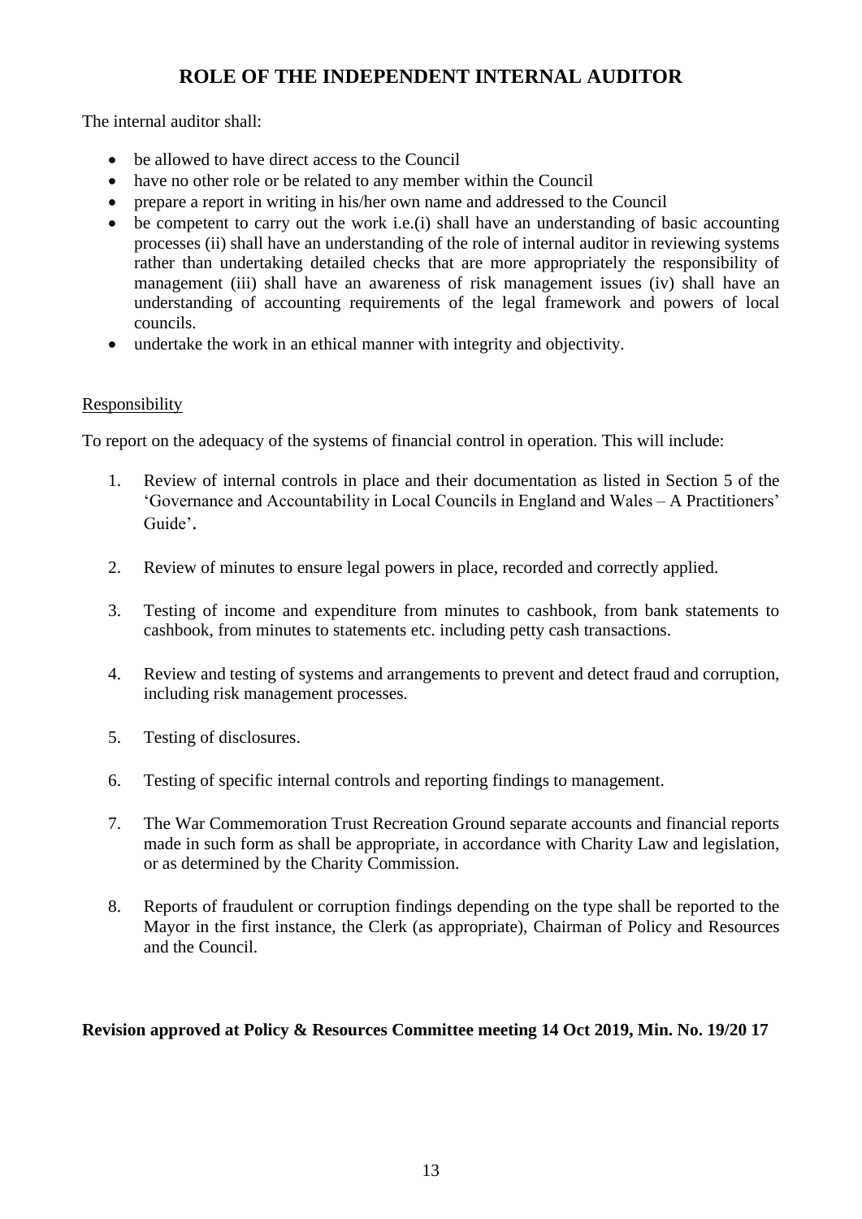# ROLE OF THE INDEPENDENT INTERNAL AUDITOR

The internal auditor shall:

- be allowed to have direct access to the Council
- have no other role or be related to any member within the Council
- prepare a report in writing in his/her own name and addressed to the Council
- be competent to carry out the work i.e.(i) shall have an understanding of basic accounting processes (ii) shall have an understanding of the role of internal auditor in reviewing systems rather than undertaking detailed checks that are more appropriately the responsibility of management (iii) shall have an awareness of risk management issues (iv) shall have an understanding of accounting requirements of the legal framework and powers of local councils.
- undertake the work in an ethical manner with integrity and objectivity.

## Responsibility

To report on the adequacy of the systems of financial control in operation. This will include:

1. Review of internal controls in place and their documentation as listed in Section 5 of the 'Governance and Accountability in Local Councils in England and Wales – A Practitioners' Guide'.

2. Review of minutes to ensure legal powers in place, recorded and correctly applied.

3. Testing of income and expenditure from minutes to cashbook, from bank statements to cashbook, from minutes to statements etc. including petty cash transactions.

4. Review and testing of systems and arrangements to prevent and detect fraud and corruption, including risk management processes.

5. Testing of disclosures.

6. Testing of specific internal controls and reporting findings to management.

7. The War Commemoration Trust Recreation Ground separate accounts and financial reports made in such form as shall be appropriate, in accordance with Charity Law and legislation, or as determined by the Charity Commission.

8. Reports of fraudulent or corruption findings depending on the type shall be reported to the Mayor in the first instance, the Clerk (as appropriate), Chairman of Policy and Resources and the Council.

**Revision approved at Policy & Resources Committee meeting 14 Oct 2019, Min. No. 19/20 17**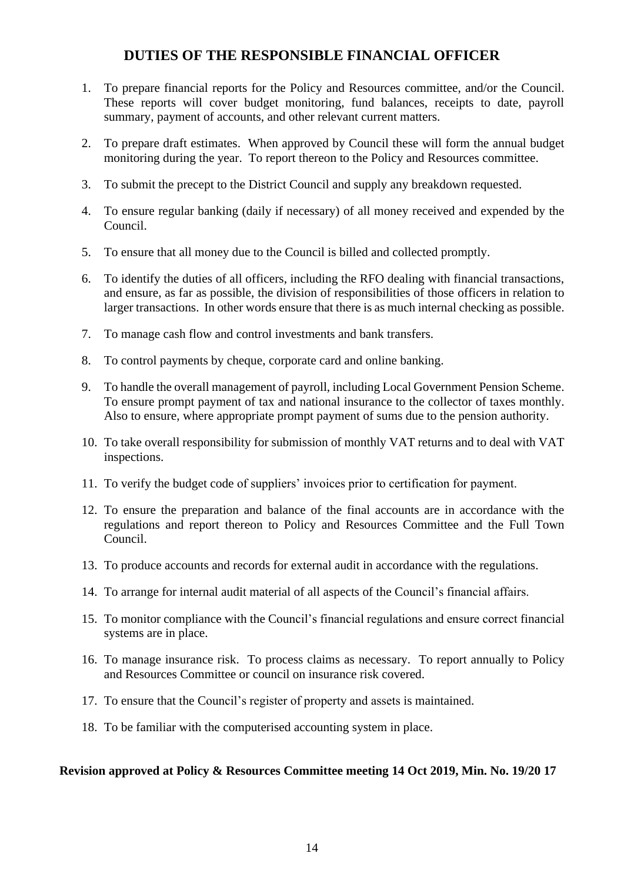# DUTIES OF THE RESPONSIBLE FINANCIAL OFFICER

1. To prepare financial reports for the Policy and Resources committee, and/or the Council. These reports will cover budget monitoring, fund balances, receipts to date, payroll summary, payment of accounts, and other relevant current matters.
2. To prepare draft estimates. When approved by Council these will form the annual budget monitoring during the year. To report thereon to the Policy and Resources committee.
3. To submit the precept to the District Council and supply any breakdown requested.
4. To ensure regular banking (daily if necessary) of all money received and expended by the Council.
5. To ensure that all money due to the Council is billed and collected promptly.
6. To identify the duties of all officers, including the RFO dealing with financial transactions, and ensure, as far as possible, the division of responsibilities of those officers in relation to larger transactions. In other words ensure that there is as much internal checking as possible.
7. To manage cash flow and control investments and bank transfers.
8. To control payments by cheque, corporate card and online banking.
9. To handle the overall management of payroll, including Local Government Pension Scheme. To ensure prompt payment of tax and national insurance to the collector of taxes monthly. Also to ensure, where appropriate prompt payment of sums due to the pension authority.
10. To take overall responsibility for submission of monthly VAT returns and to deal with VAT inspections.
11. To verify the budget code of suppliers' invoices prior to certification for payment.
12. To ensure the preparation and balance of the final accounts are in accordance with the regulations and report thereon to Policy and Resources Committee and the Full Town Council.
13. To produce accounts and records for external audit in accordance with the regulations.
14. To arrange for internal audit material of all aspects of the Council's financial affairs.
15. To monitor compliance with the Council's financial regulations and ensure correct financial systems are in place.
16. To manage insurance risk. To process claims as necessary. To report annually to Policy and Resources Committee or council on insurance risk covered.
17. To ensure that the Council's register of property and assets is maintained.
18. To be familiar with the computerised accounting system in place.

**Revision approved at Policy & Resources Committee meeting 14 Oct 2019, Min. No. 19/20 17**